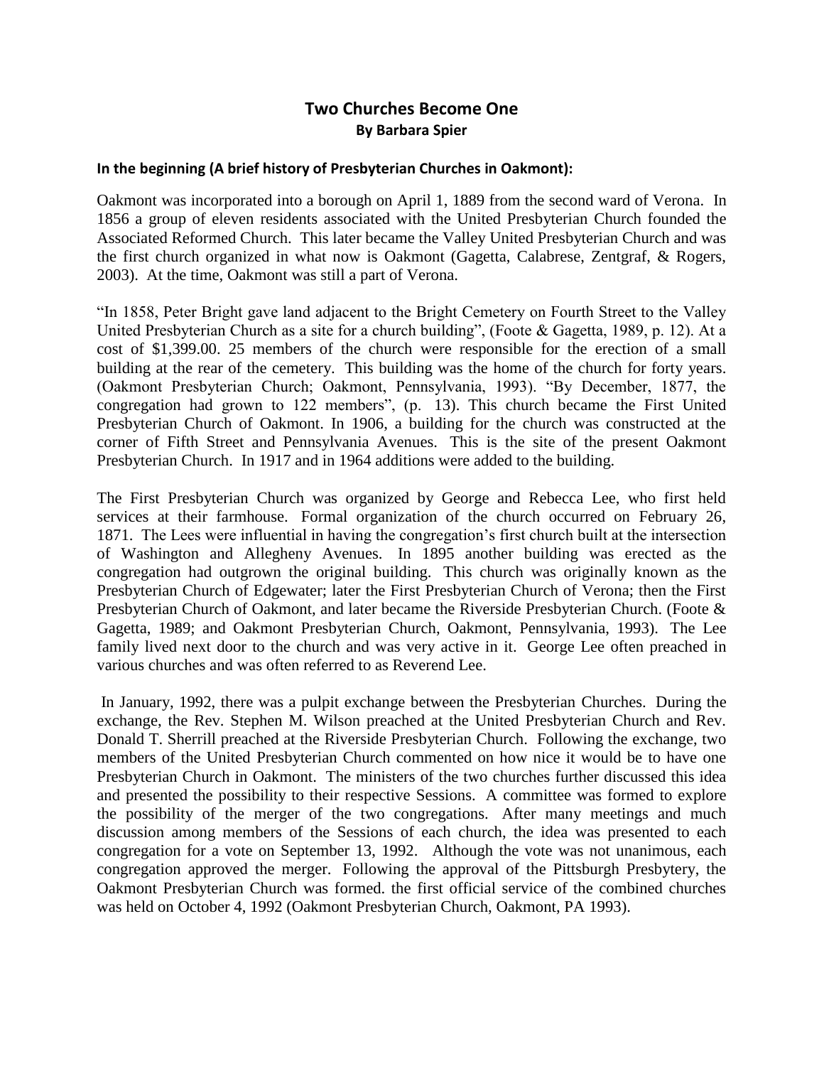# Two Churches Become One

**By Barbara Spier**

### In the beginning (A brief history of Presbyterian Churches in Oakmont):

Oakmont was incorporated into a borough on April 1, 1889 from the second ward of Verona. In 1856 a group of eleven residents associated with the United Presbyterian Church founded the Associated Reformed Church. This later became the Valley United Presbyterian Church and was the first church organized in what now is Oakmont (Gagetta, Calabrese, Zentgraf, & Rogers, 2003). At the time, Oakmont was still a part of Verona.

"In 1858, Peter Bright gave land adjacent to the Bright Cemetery on Fourth Street to the Valley United Presbyterian Church as a site for a church building", (Foote & Gagetta, 1989, p. 12). At a cost of $1,399.00. 25 members of the church were responsible for the erection of a small building at the rear of the cemetery. This building was the home of the church for forty years. (Oakmont Presbyterian Church; Oakmont, Pennsylvania, 1993). "By December, 1877, the congregation had grown to 122 members", (p. 13). This church became the First United Presbyterian Church of Oakmont. In 1906, a building for the church was constructed at the corner of Fifth Street and Pennsylvania Avenues. This is the site of the present Oakmont Presbyterian Church. In 1917 and in 1964 additions were added to the building.

The First Presbyterian Church was organized by George and Rebecca Lee, who first held services at their farmhouse. Formal organization of the church occurred on February 26, 1871. The Lees were influential in having the congregation's first church built at the intersection of Washington and Allegheny Avenues. In 1895 another building was erected as the congregation had outgrown the original building. This church was originally known as the Presbyterian Church of Edgewater; later the First Presbyterian Church of Verona; then the First Presbyterian Church of Oakmont, and later became the Riverside Presbyterian Church. (Foote & Gagetta, 1989; and Oakmont Presbyterian Church, Oakmont, Pennsylvania, 1993). The Lee family lived next door to the church and was very active in it. George Lee often preached in various churches and was often referred to as Reverend Lee.

In January, 1992, there was a pulpit exchange between the Presbyterian Churches. During the exchange, the Rev. Stephen M. Wilson preached at the United Presbyterian Church and Rev. Donald T. Sherrill preached at the Riverside Presbyterian Church. Following the exchange, two members of the United Presbyterian Church commented on how nice it would be to have one Presbyterian Church in Oakmont. The ministers of the two churches further discussed this idea and presented the possibility to their respective Sessions. A committee was formed to explore the possibility of the merger of the two congregations. After many meetings and much discussion among members of the Sessions of each church, the idea was presented to each congregation for a vote on September 13, 1992. Although the vote was not unanimous, each congregation approved the merger. Following the approval of the Pittsburgh Presbytery, the Oakmont Presbyterian Church was formed. the first official service of the combined churches was held on October 4, 1992 (Oakmont Presbyterian Church, Oakmont, PA 1993).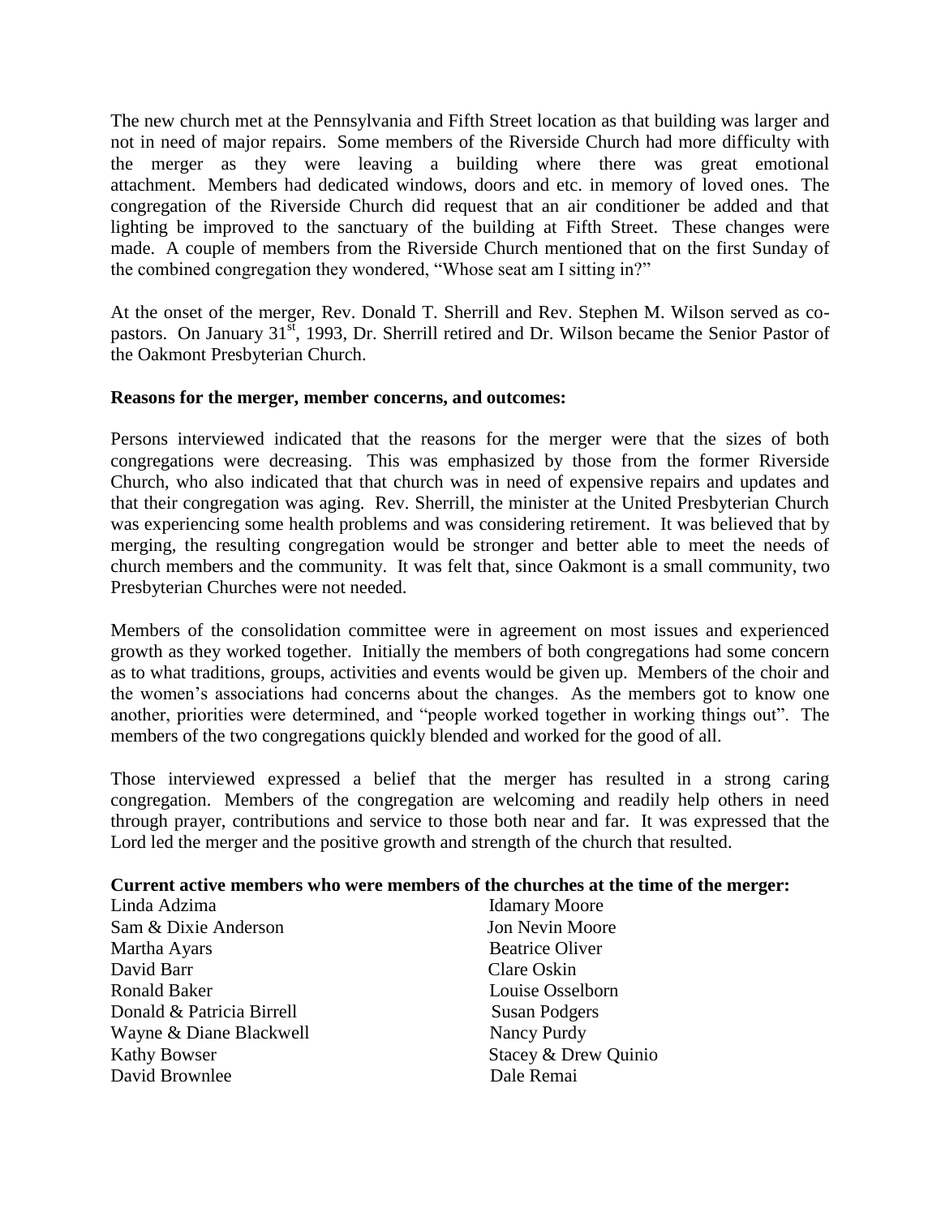The new church met at the Pennsylvania and Fifth Street location as that building was larger and not in need of major repairs. Some members of the Riverside Church had more difficulty with the merger as they were leaving a building where there was great emotional attachment. Members had dedicated windows, doors and etc. in memory of loved ones. The congregation of the Riverside Church did request that an air conditioner be added and that lighting be improved to the sanctuary of the building at Fifth Street. These changes were made. A couple of members from the Riverside Church mentioned that on the first Sunday of the combined congregation they wondered, "Whose seat am I sitting in?"

At the onset of the merger, Rev. Donald T. Sherrill and Rev. Stephen M. Wilson served as co-pastors. On January 31st, 1993, Dr. Sherrill retired and Dr. Wilson became the Senior Pastor of the Oakmont Presbyterian Church.

**Reasons for the merger, member concerns, and outcomes:**

Persons interviewed indicated that the reasons for the merger were that the sizes of both congregations were decreasing. This was emphasized by those from the former Riverside Church, who also indicated that that church was in need of expensive repairs and updates and that their congregation was aging. Rev. Sherrill, the minister at the United Presbyterian Church was experiencing some health problems and was considering retirement. It was believed that by merging, the resulting congregation would be stronger and better able to meet the needs of church members and the community. It was felt that, since Oakmont is a small community, two Presbyterian Churches were not needed.

Members of the consolidation committee were in agreement on most issues and experienced growth as they worked together. Initially the members of both congregations had some concern as to what traditions, groups, activities and events would be given up. Members of the choir and the women's associations had concerns about the changes. As the members got to know one another, priorities were determined, and "people worked together in working things out". The members of the two congregations quickly blended and worked for the good of all.

Those interviewed expressed a belief that the merger has resulted in a strong caring congregation. Members of the congregation are welcoming and readily help others in need through prayer, contributions and service to those both near and far. It was expressed that the Lord led the merger and the positive growth and strength of the church that resulted.

**Current active members who were members of the churches at the time of the merger:**

Linda Adzima
Sam & Dixie Anderson
Martha Ayars
David Barr
Ronald Baker
Donald & Patricia Birrell
Wayne & Diane Blackwell
Kathy Bowser
David Brownlee
Idamary Moore
Jon Nevin Moore
Beatrice Oliver
Clare Oskin
Louise Osselborn
Susan Podgers
Nancy Purdy
Stacey & Drew Quinio
Dale Remai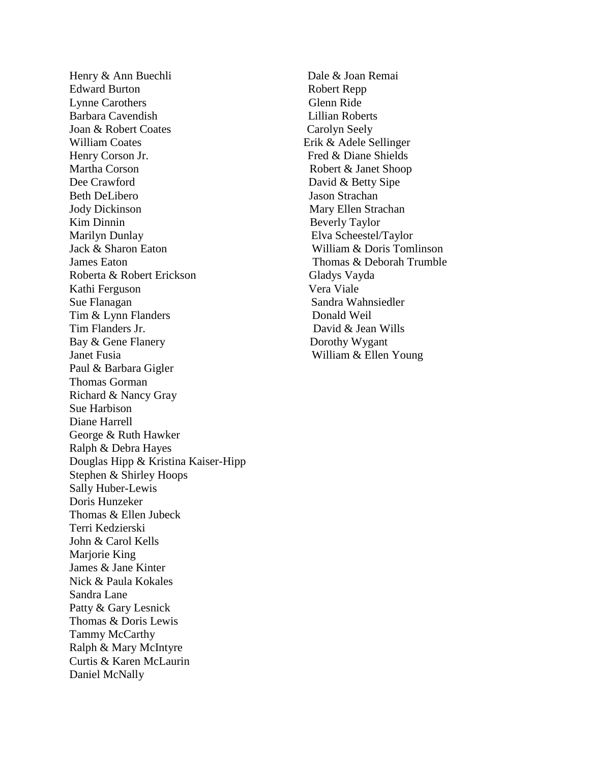Henry & Ann Buechli
Edward Burton
Lynne Carothers
Barbara Cavendish
Joan & Robert Coates
William Coates
Henry Corson Jr.
Martha Corson
Dee Crawford
Beth DeLibero
Jody Dickinson
Kim Dinnin
Marilyn Dunlay
Jack & Sharon Eaton
James Eaton
Roberta & Robert Erickson
Kathi Ferguson
Sue Flanagan
Tim & Lynn Flanders
Tim Flanders Jr.
Bay & Gene Flanery
Janet Fusia
Paul & Barbara Gigler
Thomas Gorman
Richard & Nancy Gray
Sue Harbison
Diane Harrell
George & Ruth Hawker
Ralph & Debra Hayes
Douglas Hipp & Kristina Kaiser-Hipp
Stephen & Shirley Hoops
Sally Huber-Lewis
Doris Hunzeker
Thomas & Ellen Jubeck
Terri Kedzierski
John & Carol Kells
Marjorie King
James & Jane Kinter
Nick & Paula Kokales
Sandra Lane
Patty & Gary Lesnick
Thomas & Doris Lewis
Tammy McCarthy
Ralph & Mary McIntyre
Curtis & Karen McLaurin
Daniel McNally
Dale & Joan Remai
Robert Repp
Glenn Ride
Lillian Roberts
Carolyn Seely
Erik & Adele Sellinger
Fred & Diane Shields
Robert & Janet Shoop
David & Betty Sipe
Jason Strachan
Mary Ellen Strachan
Beverly Taylor
Elva Scheestel/Taylor
William & Doris Tomlinson
Thomas & Deborah Trumble
Gladys Vayda
Vera Viale
Sandra Wahnsiedler
Donald Weil
David & Jean Wills
Dorothy Wygant
William & Ellen Young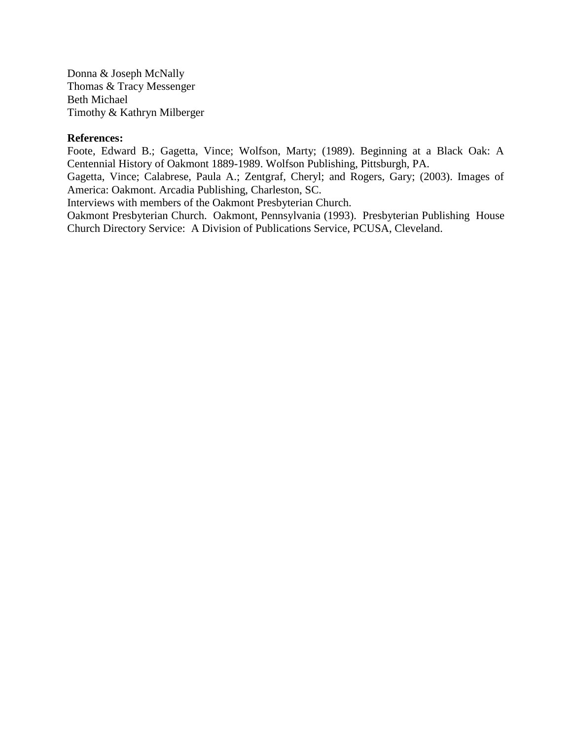Donna & Joseph McNally
Thomas & Tracy Messenger
Beth Michael
Timothy & Kathryn Milberger

**References:**

Foote, Edward B.; Gagetta, Vince; Wolfson, Marty; (1989). Beginning at a Black Oak: A Centennial History of Oakmont 1889-1989. Wolfson Publishing, Pittsburgh, PA.

Gagetta, Vince; Calabrese, Paula A.; Zentgraf, Cheryl; and Rogers, Gary; (2003). Images of America: Oakmont. Arcadia Publishing, Charleston, SC.

Interviews with members of the Oakmont Presbyterian Church.

Oakmont Presbyterian Church. Oakmont, Pennsylvania (1993). Presbyterian Publishing House Church Directory Service: A Division of Publications Service, PCUSA, Cleveland.